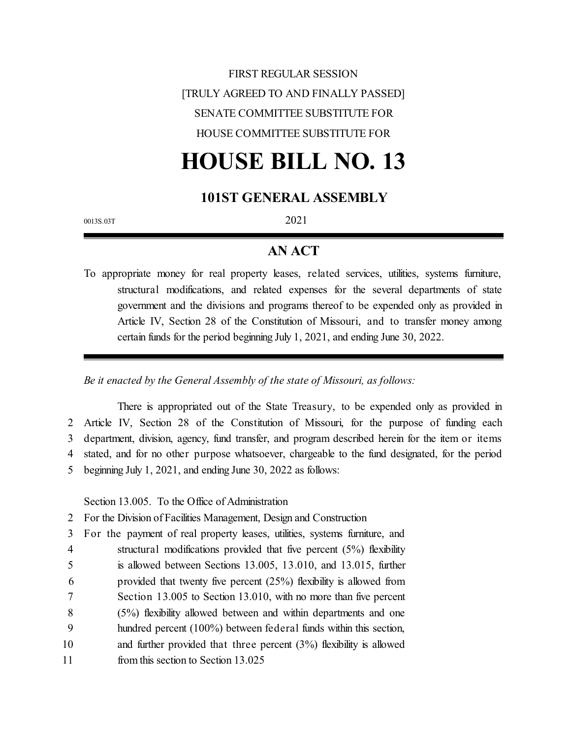FIRST REGULAR SESSION

[TRULY AGREED TO AND FINALLY PASSED]

SENATE COMMITTEE SUBSTITUTE FOR

HOUSE COMMITTEE SUBSTITUTE FOR

# HOUSE BILL NO. 13

## 101ST GENERAL ASSEMBLY

0013S.03T

2021

## AN ACT

To appropriate money for real property leases, related services, utilities, systems furniture, structural modifications, and related expenses for the several departments of state government and the divisions and programs thereof to be expended only as provided in Article IV, Section 28 of the Constitution of Missouri, and to transfer money among certain funds for the period beginning July 1, 2021, and ending June 30, 2022.

*Be it enacted by the General Assembly of the state of Missouri, as follows:*

There is appropriated out of the State Treasury, to be expended only as provided in
2 Article IV, Section 28 of the Constitution of Missouri, for the purpose of funding each
3 department, division, agency, fund transfer, and program described herein for the item or items
4 stated, and for no other purpose whatsoever, chargeable to the fund designated, for the period
5 beginning July 1, 2021, and ending June 30, 2022 as follows:

Section 13.005. To the Office of Administration
2 For the Division of Facilities Management, Design and Construction
3 For the payment of real property leases, utilities, systems furniture, and
4 structural modifications provided that five percent (5%) flexibility
5 is allowed between Sections 13.005, 13.010, and 13.015, further
6 provided that twenty five percent (25%) flexibility is allowed from
7 Section 13.005 to Section 13.010, with no more than five percent
8 (5%) flexibility allowed between and within departments and one
9 hundred percent (100%) between federal funds within this section,
10 and further provided that three percent (3%) flexibility is allowed
11 from this section to Section 13.025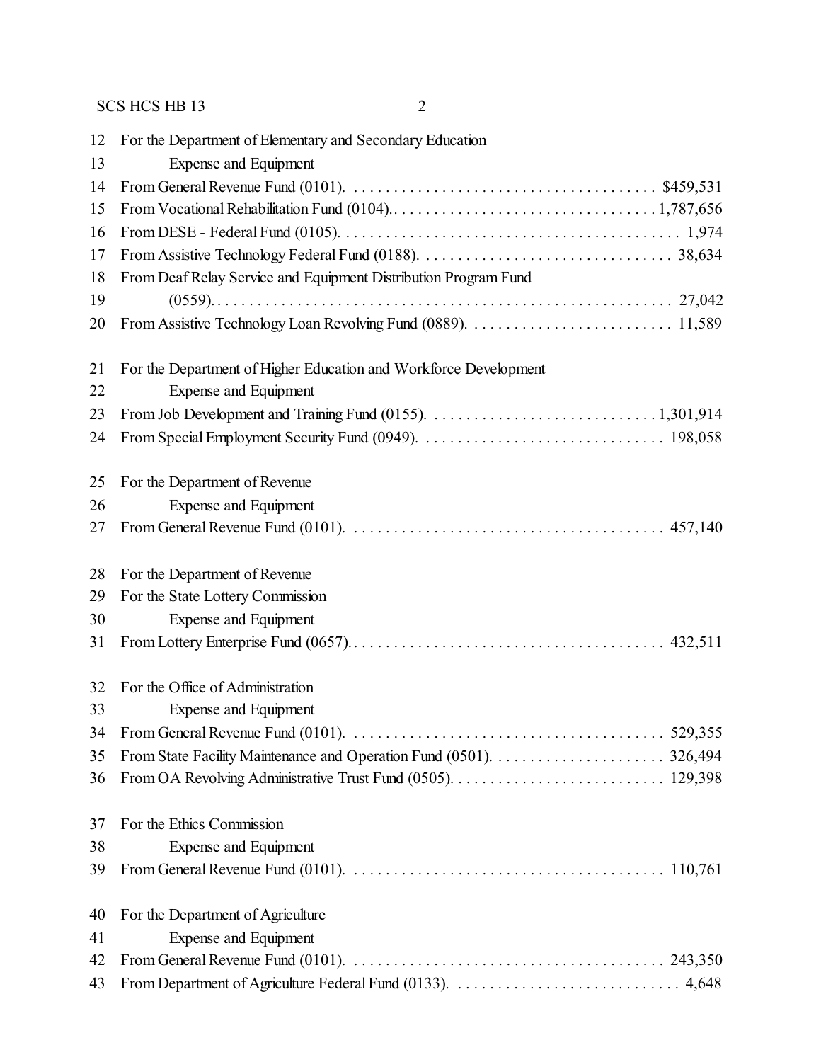12 For the Department of Elementary and Secondary Education
13 Expense and Equipment
14 From General Revenue Fund (0101). . . . . . . . . . . . . . . . . . . . . . . . . . . . . . . . . . . . . . . $459,531
15 From Vocational Rehabilitation Fund (0104).. . . . . . . . . . . . . . . . . . . . . . . . . . . . . . . . 1,787,656
16 From DESE - Federal Fund (0105). . . . . . . . . . . . . . . . . . . . . . . . . . . . . . . . . . . . . . . . . . 1,974
17 From Assistive Technology Federal Fund (0188). . . . . . . . . . . . . . . . . . . . . . . . . . . . . . . . . 38,634
18 From Deaf Relay Service and Equipment Distribution Program Fund
19 (0559). . . . . . . . . . . . . . . . . . . . . . . . . . . . . . . . . . . . . . . . . . . . . . . . . . . . . . . . . . 27,042
20 From Assistive Technology Loan Revolving Fund (0889). . . . . . . . . . . . . . . . . . . . . . . . . . 11,589

21 For the Department of Higher Education and Workforce Development
22 Expense and Equipment
23 From Job Development and Training Fund (0155). . . . . . . . . . . . . . . . . . . . . . . . . . . . . 1,301,914
24 From Special Employment Security Fund (0949). . . . . . . . . . . . . . . . . . . . . . . . . . . . . . . 198,058

25 For the Department of Revenue
26 Expense and Equipment
27 From General Revenue Fund (0101). . . . . . . . . . . . . . . . . . . . . . . . . . . . . . . . . . . . . . . 457,140

28 For the Department of Revenue
29 For the State Lottery Commission
30 Expense and Equipment
31 From Lottery Enterprise Fund (0657).. . . . . . . . . . . . . . . . . . . . . . . . . . . . . . . . . . . . . . 432,511

32 For the Office of Administration
33 Expense and Equipment
34 From General Revenue Fund (0101). . . . . . . . . . . . . . . . . . . . . . . . . . . . . . . . . . . . . . . 529,355
35 From State Facility Maintenance and Operation Fund (0501). . . . . . . . . . . . . . . . . . . . . . 326,494
36 From OA Revolving Administrative Trust Fund (0505). . . . . . . . . . . . . . . . . . . . . . . . . . . 129,398

37 For the Ethics Commission
38 Expense and Equipment
39 From General Revenue Fund (0101). . . . . . . . . . . . . . . . . . . . . . . . . . . . . . . . . . . . . . . 110,761

40 For the Department of Agriculture
41 Expense and Equipment
42 From General Revenue Fund (0101). . . . . . . . . . . . . . . . . . . . . . . . . . . . . . . . . . . . . . . 243,350
43 From Department of Agriculture Federal Fund (0133). . . . . . . . . . . . . . . . . . . . . . . . . . . . 4,648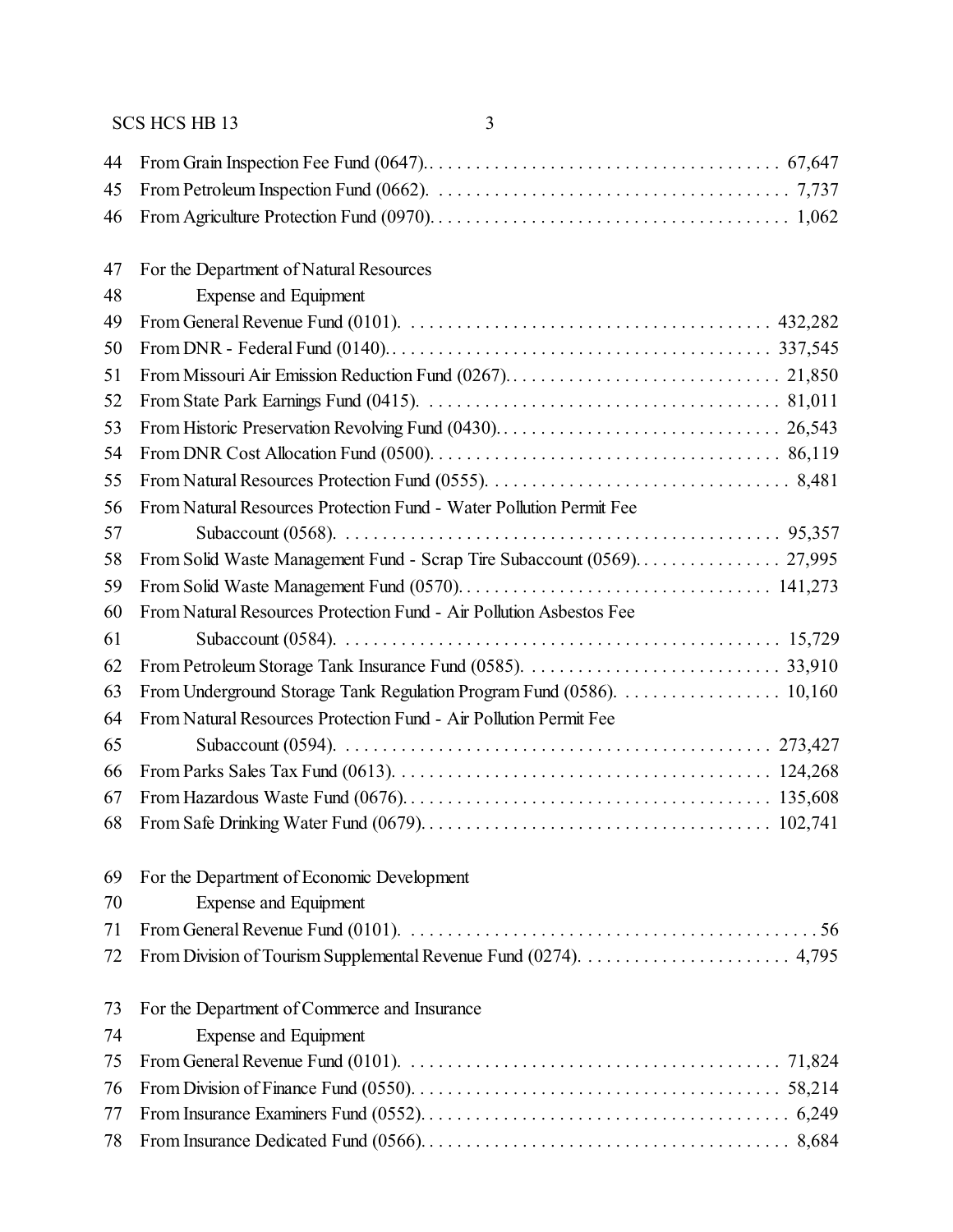44 From Grain Inspection Fee Fund (0647).. . . . . . . . . . . . . . . . . . . . . . . . . . . . . . . . . . . . . 67,647
45 From Petroleum Inspection Fund (0662). . . . . . . . . . . . . . . . . . . . . . . . . . . . . . . . . . . . . . 7,737
46 From Agriculture Protection Fund (0970). . . . . . . . . . . . . . . . . . . . . . . . . . . . . . . . . . . . . . 1,062

47 For the Department of Natural Resources
48 Expense and Equipment
49 From General Revenue Fund (0101). . . . . . . . . . . . . . . . . . . . . . . . . . . . . . . . . . . . . . 432,282
50 From DNR - Federal Fund (0140). . . . . . . . . . . . . . . . . . . . . . . . . . . . . . . . . . . . . . . . 337,545
51 From Missouri Air Emission Reduction Fund (0267). . . . . . . . . . . . . . . . . . . . . . . . . . . . . 21,850
52 From State Park Earnings Fund (0415). . . . . . . . . . . . . . . . . . . . . . . . . . . . . . . . . . . . . 81,011
53 From Historic Preservation Revolving Fund (0430). . . . . . . . . . . . . . . . . . . . . . . . . . . . . . 26,543
54 From DNR Cost Allocation Fund (0500). . . . . . . . . . . . . . . . . . . . . . . . . . . . . . . . . . . . 86,119
55 From Natural Resources Protection Fund (0555). . . . . . . . . . . . . . . . . . . . . . . . . . . . . . . . . 8,481
56 From Natural Resources Protection Fund - Water Pollution Permit Fee
57 Subaccount (0568). . . . . . . . . . . . . . . . . . . . . . . . . . . . . . . . . . . . . . . . . . . . . . . 95,357
58 From Solid Waste Management Fund - Scrap Tire Subaccount (0569). . . . . . . . . . . . . . . . 27,995
59 From Solid Waste Management Fund (0570). . . . . . . . . . . . . . . . . . . . . . . . . . . . . . . . . 141,273
60 From Natural Resources Protection Fund - Air Pollution Asbestos Fee
61 Subaccount (0584). . . . . . . . . . . . . . . . . . . . . . . . . . . . . . . . . . . . . . . . . . . . . . . 15,729
62 From Petroleum Storage Tank Insurance Fund (0585). . . . . . . . . . . . . . . . . . . . . . . . . . . 33,910
63 From Underground Storage Tank Regulation Program Fund (0586). . . . . . . . . . . . . . . . . . 10,160
64 From Natural Resources Protection Fund - Air Pollution Permit Fee
65 Subaccount (0594). . . . . . . . . . . . . . . . . . . . . . . . . . . . . . . . . . . . . . . . . . . . . 273,427
66 From Parks Sales Tax Fund (0613). . . . . . . . . . . . . . . . . . . . . . . . . . . . . . . . . . . . . . . 124,268
67 From Hazardous Waste Fund (0676). . . . . . . . . . . . . . . . . . . . . . . . . . . . . . . . . . . . . . 135,608
68 From Safe Drinking Water Fund (0679). . . . . . . . . . . . . . . . . . . . . . . . . . . . . . . . . . . . . 102,741

69 For the Department of Economic Development
70 Expense and Equipment
71 From General Revenue Fund (0101). . . . . . . . . . . . . . . . . . . . . . . . . . . . . . . . . . . . . . . . . . . 56
72 From Division of Tourism Supplemental Revenue Fund (0274). . . . . . . . . . . . . . . . . . . . . . . 4,795

73 For the Department of Commerce and Insurance
74 Expense and Equipment
75 From General Revenue Fund (0101). . . . . . . . . . . . . . . . . . . . . . . . . . . . . . . . . . . . . . . 71,824
76 From Division of Finance Fund (0550). . . . . . . . . . . . . . . . . . . . . . . . . . . . . . . . . . . . . . 58,214
77 From Insurance Examiners Fund (0552). . . . . . . . . . . . . . . . . . . . . . . . . . . . . . . . . . . . . . 6,249
78 From Insurance Dedicated Fund (0566). . . . . . . . . . . . . . . . . . . . . . . . . . . . . . . . . . . . . . 8,684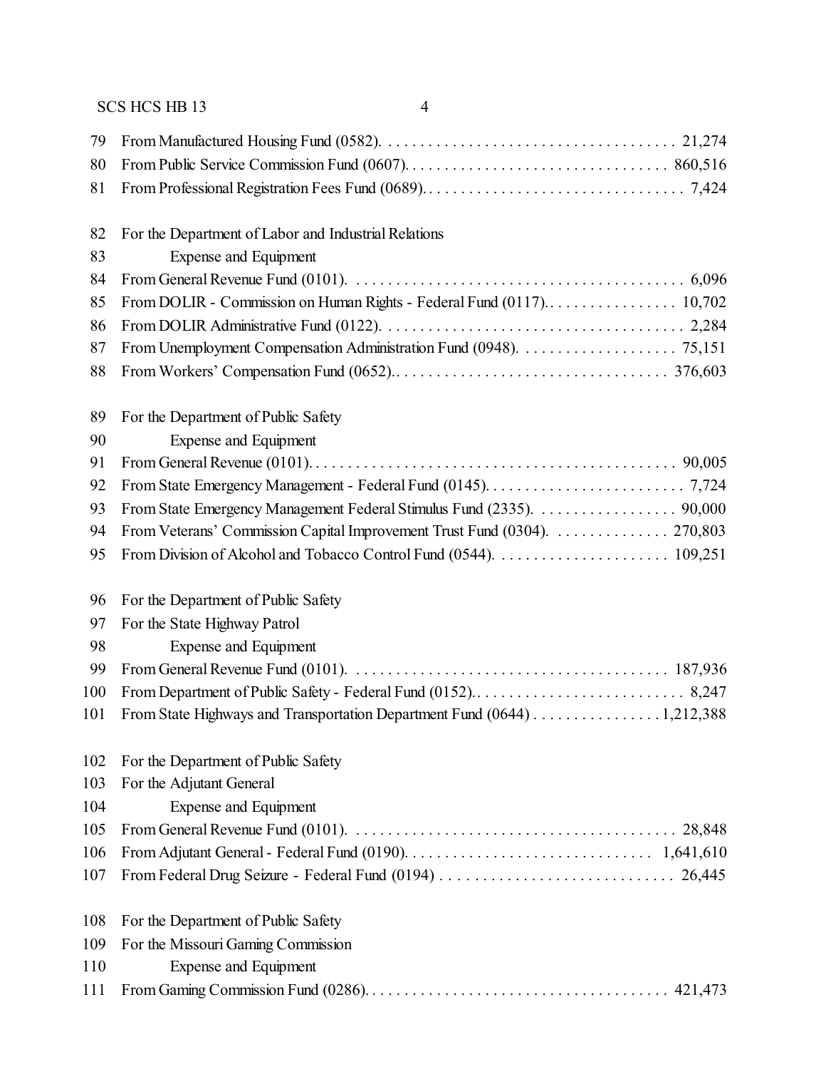79 From Manufactured Housing Fund (0582). . . . . . . . . . . . . . . . . . . . . . . . . . . . . . . . . . . . 21,274
80 From Public Service Commission Fund (0607). . . . . . . . . . . . . . . . . . . . . . . . . . . . . . . . 860,516
81 From Professional Registration Fees Fund (0689). . . . . . . . . . . . . . . . . . . . . . . . . . . . . . . . 7,424

82 For the Department of Labor and Industrial Relations
83 Expense and Equipment
84 From General Revenue Fund (0101). . . . . . . . . . . . . . . . . . . . . . . . . . . . . . . . . . . . . . . . . 6,096
85 From DOLIR - Commission on Human Rights - Federal Fund (0117). . . . . . . . . . . . . . . . . 10,702
86 From DOLIR Administrative Fund (0122). . . . . . . . . . . . . . . . . . . . . . . . . . . . . . . . . . . . . 2,284
87 From Unemployment Compensation Administration Fund (0948). . . . . . . . . . . . . . . . . . . . 75,151
88 From Workers' Compensation Fund (0652). . . . . . . . . . . . . . . . . . . . . . . . . . . . . . . . . . 376,603

89 For the Department of Public Safety
90 Expense and Equipment
91 From General Revenue (0101). . . . . . . . . . . . . . . . . . . . . . . . . . . . . . . . . . . . . . . . . . . . . 90,005
92 From State Emergency Management - Federal Fund (0145). . . . . . . . . . . . . . . . . . . . . . . . . 7,724
93 From State Emergency Management Federal Stimulus Fund (2335). . . . . . . . . . . . . . . . . . 90,000
94 From Veterans' Commission Capital Improvement Trust Fund (0304). . . . . . . . . . . . . . . 270,803
95 From Division of Alcohol and Tobacco Control Fund (0544). . . . . . . . . . . . . . . . . . . . . . 109,251

96 For the Department of Public Safety
97 For the State Highway Patrol
98 Expense and Equipment
99 From General Revenue Fund (0101). . . . . . . . . . . . . . . . . . . . . . . . . . . . . . . . . . . . . . . 187,936
100 From Department of Public Safety - Federal Fund (0152). . . . . . . . . . . . . . . . . . . . . . . . . . . 8,247
101 From State Highways and Transportation Department Fund (0644) . . . . . . . . . . . . . . . . 1,212,388

102 For the Department of Public Safety
103 For the Adjutant General
104 Expense and Equipment
105 From General Revenue Fund (0101). . . . . . . . . . . . . . . . . . . . . . . . . . . . . . . . . . . . . . . . 28,848
106 From Adjutant General - Federal Fund (0190). . . . . . . . . . . . . . . . . . . . . . . . . . . . . . . 1,641,610
107 From Federal Drug Seizure - Federal Fund (0194) . . . . . . . . . . . . . . . . . . . . . . . . . . . . . 26,445

108 For the Department of Public Safety
109 For the Missouri Gaming Commission
110 Expense and Equipment
111 From Gaming Commission Fund (0286). . . . . . . . . . . . . . . . . . . . . . . . . . . . . . . . . . . . . 421,473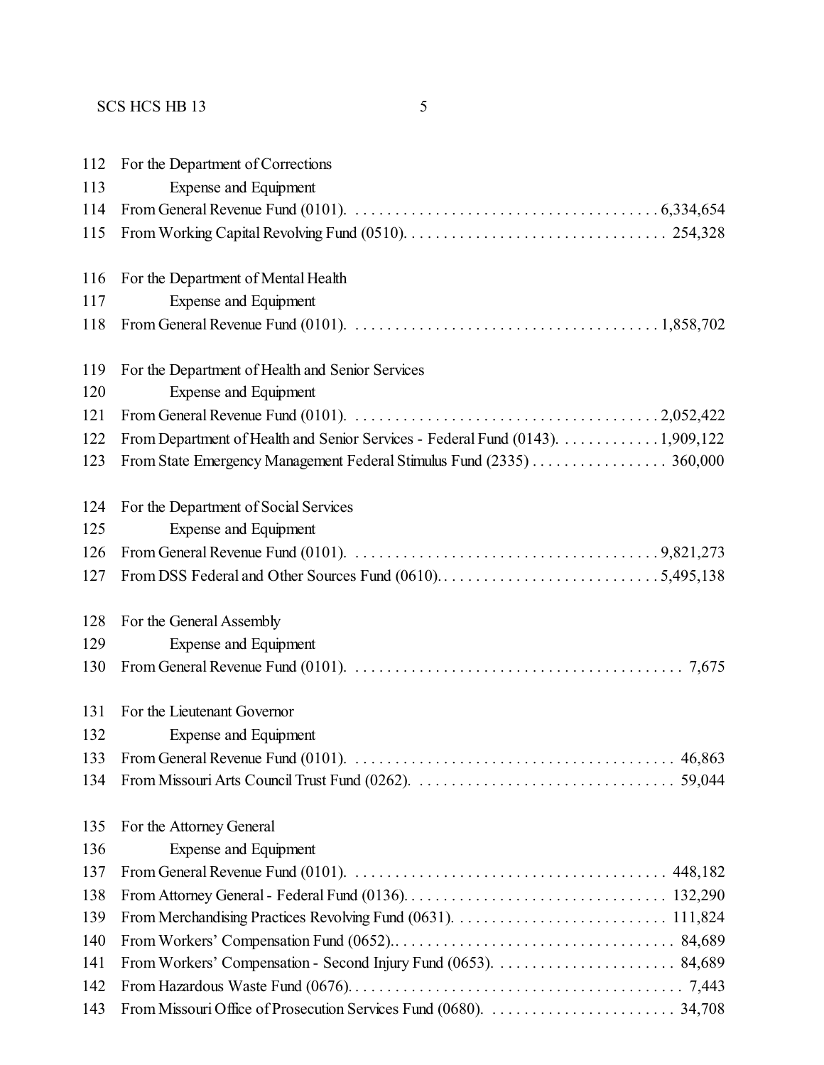112 For the Department of Corrections
113 Expense and Equipment
114 From General Revenue Fund (0101). . . . . . . . . . . . . . . . . . . . . . . . . . . . . . . . . . . . . . 6,334,654
115 From Working Capital Revolving Fund (0510). . . . . . . . . . . . . . . . . . . . . . . . . . . . . . . . 254,328

116 For the Department of Mental Health
117 Expense and Equipment
118 From General Revenue Fund (0101). . . . . . . . . . . . . . . . . . . . . . . . . . . . . . . . . . . . . . 1,858,702

119 For the Department of Health and Senior Services
120 Expense and Equipment
121 From General Revenue Fund (0101). . . . . . . . . . . . . . . . . . . . . . . . . . . . . . . . . . . . . . 2,052,422
122 From Department of Health and Senior Services - Federal Fund (0143). . . . . . . . . . . . . 1,909,122
123 From State Emergency Management Federal Stimulus Fund (2335) . . . . . . . . . . . . . . . . . 360,000

124 For the Department of Social Services
125 Expense and Equipment
126 From General Revenue Fund (0101). . . . . . . . . . . . . . . . . . . . . . . . . . . . . . . . . . . . . . 9,821,273
127 From DSS Federal and Other Sources Fund (0610). . . . . . . . . . . . . . . . . . . . . . . . . . . . 5,495,138

128 For the General Assembly
129 Expense and Equipment
130 From General Revenue Fund (0101). . . . . . . . . . . . . . . . . . . . . . . . . . . . . . . . . . . . . . . . . 7,675

131 For the Lieutenant Governor
132 Expense and Equipment
133 From General Revenue Fund (0101). . . . . . . . . . . . . . . . . . . . . . . . . . . . . . . . . . . . . . . . 46,863
134 From Missouri Arts Council Trust Fund (0262). . . . . . . . . . . . . . . . . . . . . . . . . . . . . . . . 59,044

135 For the Attorney General
136 Expense and Equipment
137 From General Revenue Fund (0101). . . . . . . . . . . . . . . . . . . . . . . . . . . . . . . . . . . . . . . 448,182
138 From Attorney General - Federal Fund (0136). . . . . . . . . . . . . . . . . . . . . . . . . . . . . . . . . 132,290
139 From Merchandising Practices Revolving Fund (0631). . . . . . . . . . . . . . . . . . . . . . . . . . . 111,824
140 From Workers' Compensation Fund (0652).. . . . . . . . . . . . . . . . . . . . . . . . . . . . . . . . . . . 84,689
141 From Workers' Compensation - Second Injury Fund (0653). . . . . . . . . . . . . . . . . . . . . . . 84,689
142 From Hazardous Waste Fund (0676). . . . . . . . . . . . . . . . . . . . . . . . . . . . . . . . . . . . . . . . . 7,443
143 From Missouri Office of Prosecution Services Fund (0680). . . . . . . . . . . . . . . . . . . . . . . . 34,708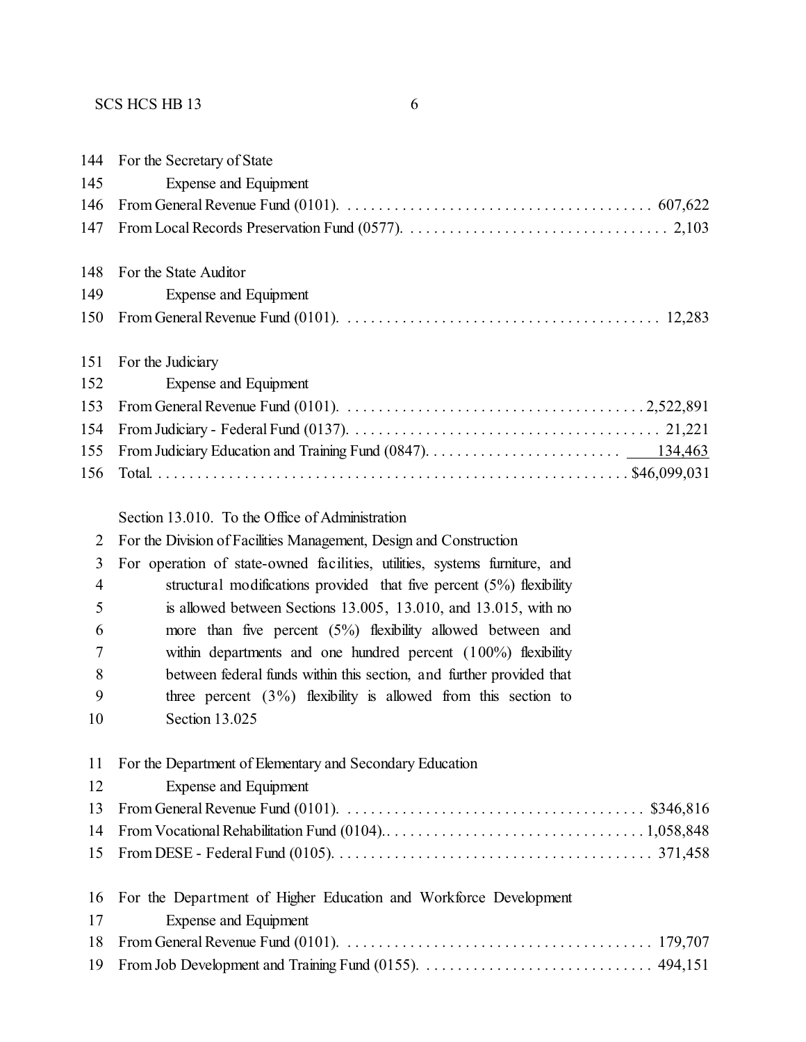144 For the Secretary of State

145 Expense and Equipment

146 From General Revenue Fund (0101). . . . . . . . . . . . . . . . . . . . . . . . . . . . . . . . . . . . . . . 607,622

147 From Local Records Preservation Fund (0577). . . . . . . . . . . . . . . . . . . . . . . . . . . . . . . . . 2,103

148 For the State Auditor

149 Expense and Equipment

150 From General Revenue Fund (0101). . . . . . . . . . . . . . . . . . . . . . . . . . . . . . . . . . . . . . . . 12,283

151 For the Judiciary

152 Expense and Equipment

153 From General Revenue Fund (0101). . . . . . . . . . . . . . . . . . . . . . . . . . . . . . . . . . . . . . 2,522,891

154 From Judiciary - Federal Fund (0137). . . . . . . . . . . . . . . . . . . . . . . . . . . . . . . . . . . . . . . 21,221

155 From Judiciary Education and Training Fund (0847). . . . . . . . . . . . . . . . . . . . . . . . . 134,463

156 Total. . . . . . . . . . . . . . . . . . . . . . . . . . . . . . . . . . . . . . . . . . . . . . . . . . . . . . . . . . . $46,099,031

Section 13.010. To the Office of Administration

2 For the Division of Facilities Management, Design and Construction

3 For operation of state-owned facilities, utilities, systems furniture, and

4 structural modifications provided that five percent (5%) flexibility

5 is allowed between Sections 13.005, 13.010, and 13.015, with no

6 more than five percent (5%) flexibility allowed between and

7 within departments and one hundred percent (100%) flexibility

8 between federal funds within this section, and further provided that

9 three percent (3%) flexibility is allowed from this section to

10 Section 13.025

11 For the Department of Elementary and Secondary Education

12 Expense and Equipment

13 From General Revenue Fund (0101). . . . . . . . . . . . . . . . . . . . . . . . . . . . . . . . . . . . . . $346,816

14 From Vocational Rehabilitation Fund (0104). . . . . . . . . . . . . . . . . . . . . . . . . . . . . . . . . 1,058,848

15 From DESE - Federal Fund (0105). . . . . . . . . . . . . . . . . . . . . . . . . . . . . . . . . . . . . . . . . 371,458

16 For the Department of Higher Education and Workforce Development

17 Expense and Equipment

18 From General Revenue Fund (0101). . . . . . . . . . . . . . . . . . . . . . . . . . . . . . . . . . . . . . . 179,707

19 From Job Development and Training Fund (0155). . . . . . . . . . . . . . . . . . . . . . . . . . . . . 494,151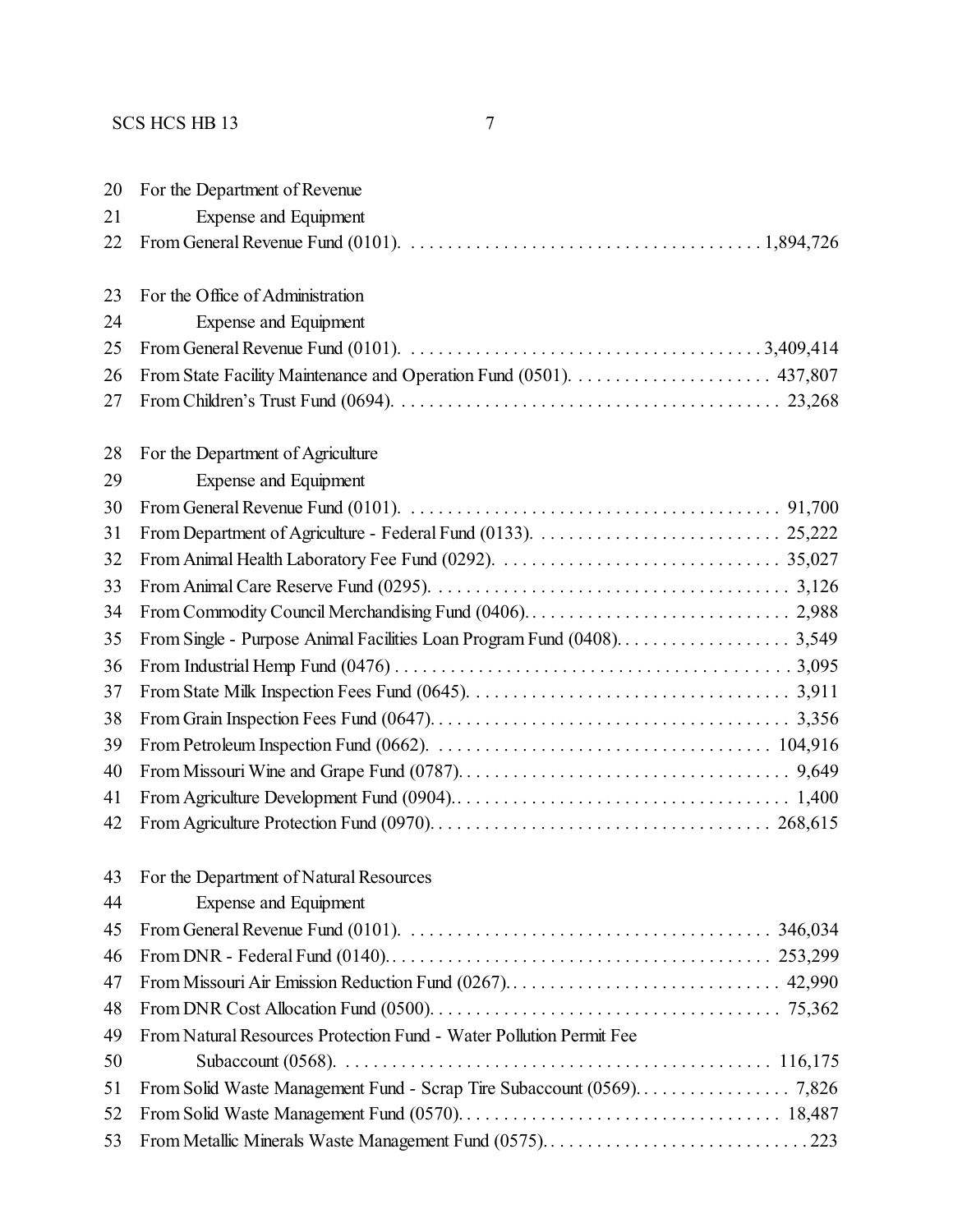For the Department of Revenue

Expense and Equipment

From General Revenue Fund (0101). . . . . . . . . . . . . . . . . . . . . . . . . . . . . . . . . . . . . 1,894,726

For the Office of Administration

Expense and Equipment

From General Revenue Fund (0101). . . . . . . . . . . . . . . . . . . . . . . . . . . . . . . . . . . . . 3,409,414
From State Facility Maintenance and Operation Fund (0501). . . . . . . . . . . . . . . . . . . . . . 437,807
From Children's Trust Fund (0694). . . . . . . . . . . . . . . . . . . . . . . . . . . . . . . . . . . . . . . . . 23,268

For the Department of Agriculture

Expense and Equipment

From General Revenue Fund (0101). . . . . . . . . . . . . . . . . . . . . . . . . . . . . . . . . . . . . . . . 91,700
From Department of Agriculture - Federal Fund (0133). . . . . . . . . . . . . . . . . . . . . . . . . . . 25,222
From Animal Health Laboratory Fee Fund (0292). . . . . . . . . . . . . . . . . . . . . . . . . . . . . . . 35,027
From Animal Care Reserve Fund (0295). . . . . . . . . . . . . . . . . . . . . . . . . . . . . . . . . . . . . . 3,126
From Commodity Council Merchandising Fund (0406). . . . . . . . . . . . . . . . . . . . . . . . . . . . 2,988
From Single - Purpose Animal Facilities Loan Program Fund (0408). . . . . . . . . . . . . . . . . . . 3,549
From Industrial Hemp Fund (0476) . . . . . . . . . . . . . . . . . . . . . . . . . . . . . . . . . . . . . . . . . 3,095
From State Milk Inspection Fees Fund (0645). . . . . . . . . . . . . . . . . . . . . . . . . . . . . . . . . . 3,911
From Grain Inspection Fees Fund (0647). . . . . . . . . . . . . . . . . . . . . . . . . . . . . . . . . . . . . . 3,356
From Petroleum Inspection Fund (0662). . . . . . . . . . . . . . . . . . . . . . . . . . . . . . . . . . . . 104,916
From Missouri Wine and Grape Fund (0787). . . . . . . . . . . . . . . . . . . . . . . . . . . . . . . . . . . . 9,649
From Agriculture Development Fund (0904). . . . . . . . . . . . . . . . . . . . . . . . . . . . . . . . . . . . 1,400
From Agriculture Protection Fund (0970). . . . . . . . . . . . . . . . . . . . . . . . . . . . . . . . . . . . 268,615

For the Department of Natural Resources

Expense and Equipment

From General Revenue Fund (0101). . . . . . . . . . . . . . . . . . . . . . . . . . . . . . . . . . . . . . . 346,034
From DNR - Federal Fund (0140). . . . . . . . . . . . . . . . . . . . . . . . . . . . . . . . . . . . . . . . . . 253,299
From Missouri Air Emission Reduction Fund (0267). . . . . . . . . . . . . . . . . . . . . . . . . . . . . . 42,990
From DNR Cost Allocation Fund (0500). . . . . . . . . . . . . . . . . . . . . . . . . . . . . . . . . . . . . . 75,362
From Natural Resources Protection Fund - Water Pollution Permit Fee
Subaccount (0568). . . . . . . . . . . . . . . . . . . . . . . . . . . . . . . . . . . . . . . . . . . . . . . . 116,175
From Solid Waste Management Fund - Scrap Tire Subaccount (0569). . . . . . . . . . . . . . . . . 7,826
From Solid Waste Management Fund (0570). . . . . . . . . . . . . . . . . . . . . . . . . . . . . . . . . . . 18,487
From Metallic Minerals Waste Management Fund (0575). . . . . . . . . . . . . . . . . . . . . . . . . . . . . 223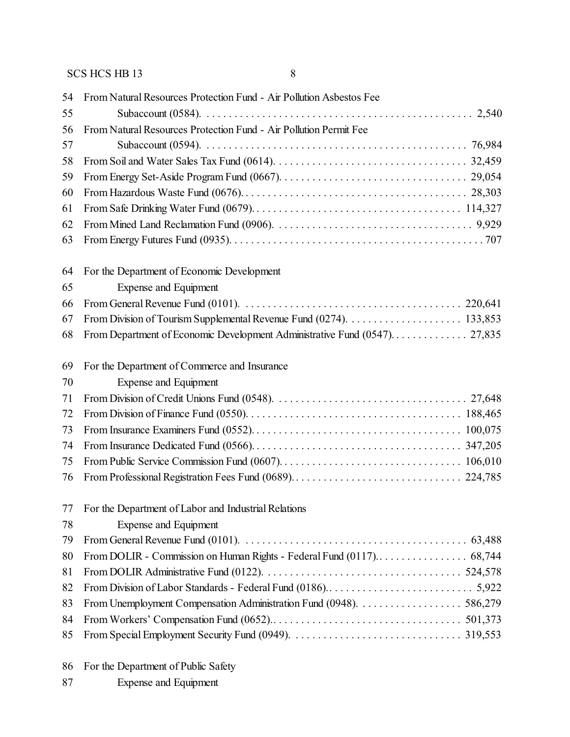54 From Natural Resources Protection Fund - Air Pollution Asbestos Fee
55 Subaccount (0584). . . . . . . . . . . . . . . . . . . . . . . . . . . . . . . . . . . . . . . . . . . . . . . . 2,540
56 From Natural Resources Protection Fund - Air Pollution Permit Fee
57 Subaccount (0594). . . . . . . . . . . . . . . . . . . . . . . . . . . . . . . . . . . . . . . . . . . . . . . 76,984
58 From Soil and Water Sales Tax Fund (0614). . . . . . . . . . . . . . . . . . . . . . . . . . . . . . . . . . 32,459
59 From Energy Set-Aside Program Fund (0667). . . . . . . . . . . . . . . . . . . . . . . . . . . . . . . . . 29,054
60 From Hazardous Waste Fund (0676). . . . . . . . . . . . . . . . . . . . . . . . . . . . . . . . . . . . . . . . 28,303
61 From Safe Drinking Water Fund (0679). . . . . . . . . . . . . . . . . . . . . . . . . . . . . . . . . . . . . 114,327
62 From Mined Land Reclamation Fund (0906). . . . . . . . . . . . . . . . . . . . . . . . . . . . . . . . . . . 9,929
63 From Energy Futures Fund (0935). . . . . . . . . . . . . . . . . . . . . . . . . . . . . . . . . . . . . . . . . . . . . 707

64 For the Department of Economic Development
65 Expense and Equipment
66 From General Revenue Fund (0101). . . . . . . . . . . . . . . . . . . . . . . . . . . . . . . . . . . . . . . 220,641
67 From Division of Tourism Supplemental Revenue Fund (0274). . . . . . . . . . . . . . . . . . . . . 133,853
68 From Department of Economic Development Administrative Fund (0547). . . . . . . . . . . . . . 27,835

69 For the Department of Commerce and Insurance
70 Expense and Equipment
71 From Division of Credit Unions Fund (0548). . . . . . . . . . . . . . . . . . . . . . . . . . . . . . . . . . 27,648
72 From Division of Finance Fund (0550). . . . . . . . . . . . . . . . . . . . . . . . . . . . . . . . . . . . . . 188,465
73 From Insurance Examiners Fund (0552). . . . . . . . . . . . . . . . . . . . . . . . . . . . . . . . . . . . . 100,075
74 From Insurance Dedicated Fund (0566). . . . . . . . . . . . . . . . . . . . . . . . . . . . . . . . . . . . . 347,205
75 From Public Service Commission Fund (0607). . . . . . . . . . . . . . . . . . . . . . . . . . . . . . . . 106,010
76 From Professional Registration Fees Fund (0689). . . . . . . . . . . . . . . . . . . . . . . . . . . . . . 224,785

77 For the Department of Labor and Industrial Relations
78 Expense and Equipment
79 From General Revenue Fund (0101). . . . . . . . . . . . . . . . . . . . . . . . . . . . . . . . . . . . . . . . 63,488
80 From DOLIR - Commission on Human Rights - Federal Fund (0117). . . . . . . . . . . . . . . . . 68,744
81 From DOLIR Administrative Fund (0122). . . . . . . . . . . . . . . . . . . . . . . . . . . . . . . . . . . 524,578
82 From Division of Labor Standards - Federal Fund (0186). . . . . . . . . . . . . . . . . . . . . . . . . . . 5,922
83 From Unemployment Compensation Administration Fund (0948). . . . . . . . . . . . . . . . . . . 586,279
84 From Workers' Compensation Fund (0652). . . . . . . . . . . . . . . . . . . . . . . . . . . . . . . . . . 501,373
85 From Special Employment Security Fund (0949). . . . . . . . . . . . . . . . . . . . . . . . . . . . . . . 319,553

86 For the Department of Public Safety
87 Expense and Equipment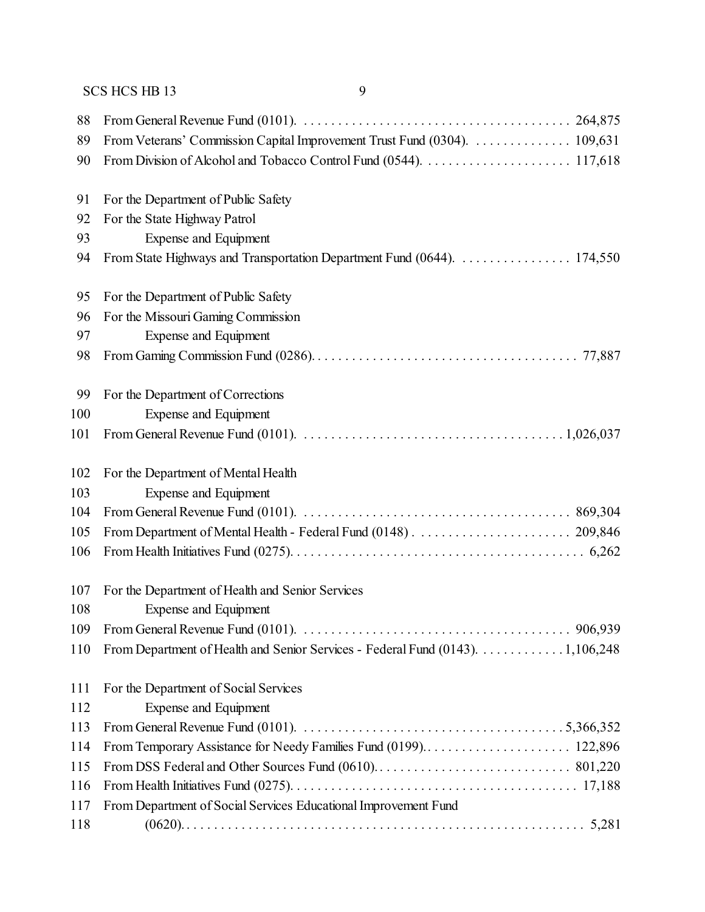88 From General Revenue Fund (0101). . . . . . . . . . . . . . . . . . . . . . . . . . . . . . . . . . . . . . 264,875
89 From Veterans' Commission Capital Improvement Trust Fund (0304). . . . . . . . . . . . . . 109,631
90 From Division of Alcohol and Tobacco Control Fund (0544). . . . . . . . . . . . . . . . . . . . . 117,618

91 For the Department of Public Safety
92 For the State Highway Patrol
93 Expense and Equipment
94 From State Highways and Transportation Department Fund (0644). . . . . . . . . . . . . . . . 174,550

95 For the Department of Public Safety
96 For the Missouri Gaming Commission
97 Expense and Equipment
98 From Gaming Commission Fund (0286). . . . . . . . . . . . . . . . . . . . . . . . . . . . . . . . . . . . . . 77,887

99 For the Department of Corrections
100 Expense and Equipment
101 From General Revenue Fund (0101). . . . . . . . . . . . . . . . . . . . . . . . . . . . . . . . . . . . . 1,026,037

102 For the Department of Mental Health
103 Expense and Equipment
104 From General Revenue Fund (0101). . . . . . . . . . . . . . . . . . . . . . . . . . . . . . . . . . . . . . 869,304
105 From Department of Mental Health - Federal Fund (0148) . . . . . . . . . . . . . . . . . . . . . . 209,846
106 From Health Initiatives Fund (0275). . . . . . . . . . . . . . . . . . . . . . . . . . . . . . . . . . . . . . . . . . 6,262

107 For the Department of Health and Senior Services
108 Expense and Equipment
109 From General Revenue Fund (0101). . . . . . . . . . . . . . . . . . . . . . . . . . . . . . . . . . . . . . 906,939
110 From Department of Health and Senior Services - Federal Fund (0143). . . . . . . . . . . . 1,106,248

111 For the Department of Social Services
112 Expense and Equipment
113 From General Revenue Fund (0101). . . . . . . . . . . . . . . . . . . . . . . . . . . . . . . . . . . . . 5,366,352
114 From Temporary Assistance for Needy Families Fund (0199). . . . . . . . . . . . . . . . . . . . . 122,896
115 From DSS Federal and Other Sources Fund (0610). . . . . . . . . . . . . . . . . . . . . . . . . . . . 801,220
116 From Health Initiatives Fund (0275). . . . . . . . . . . . . . . . . . . . . . . . . . . . . . . . . . . . . . . . 17,188
117 From Department of Social Services Educational Improvement Fund
118 (0620). . . . . . . . . . . . . . . . . . . . . . . . . . . . . . . . . . . . . . . . . . . . . . . . . . . . . . . . . 5,281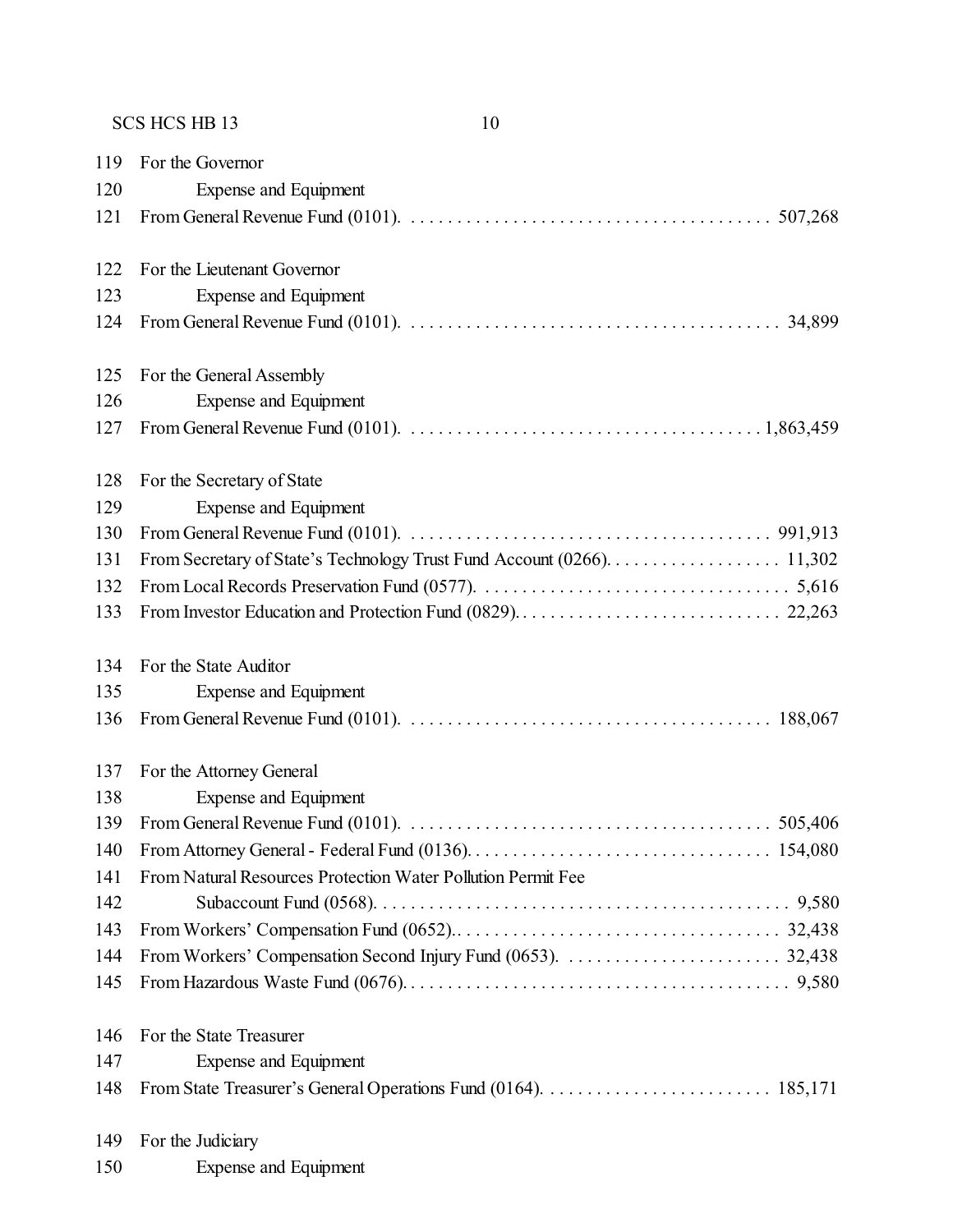119 For the Governor
120 Expense and Equipment
121 From General Revenue Fund (0101). . . . . . . . . . . . . . . . . . . . . . . . . . . . . . . . . . . . . . . 507,268

122 For the Lieutenant Governor
123 Expense and Equipment
124 From General Revenue Fund (0101). . . . . . . . . . . . . . . . . . . . . . . . . . . . . . . . . . . . . . . 34,899

125 For the General Assembly
126 Expense and Equipment
127 From General Revenue Fund (0101). . . . . . . . . . . . . . . . . . . . . . . . . . . . . . . . . . . . . 1,863,459

128 For the Secretary of State
129 Expense and Equipment
130 From General Revenue Fund (0101). . . . . . . . . . . . . . . . . . . . . . . . . . . . . . . . . . . . . . . 991,913
131 From Secretary of State's Technology Trust Fund Account (0266). . . . . . . . . . . . . . . . . . . 11,302
132 From Local Records Preservation Fund (0577). . . . . . . . . . . . . . . . . . . . . . . . . . . . . . . . . 5,616
133 From Investor Education and Protection Fund (0829). . . . . . . . . . . . . . . . . . . . . . . . . . . . 22,263

134 For the State Auditor
135 Expense and Equipment
136 From General Revenue Fund (0101). . . . . . . . . . . . . . . . . . . . . . . . . . . . . . . . . . . . . . . 188,067

137 For the Attorney General
138 Expense and Equipment
139 From General Revenue Fund (0101). . . . . . . . . . . . . . . . . . . . . . . . . . . . . . . . . . . . . . . 505,406
140 From Attorney General - Federal Fund (0136). . . . . . . . . . . . . . . . . . . . . . . . . . . . . . . . . 154,080
141 From Natural Resources Protection Water Pollution Permit Fee
142 Subaccount Fund (0568). . . . . . . . . . . . . . . . . . . . . . . . . . . . . . . . . . . . . . . . . . . . 9,580
143 From Workers' Compensation Fund (0652).. . . . . . . . . . . . . . . . . . . . . . . . . . . . . . . . . . 32,438
144 From Workers' Compensation Second Injury Fund (0653). . . . . . . . . . . . . . . . . . . . . . . . 32,438
145 From Hazardous Waste Fund (0676). . . . . . . . . . . . . . . . . . . . . . . . . . . . . . . . . . . . . . . . . 9,580

146 For the State Treasurer
147 Expense and Equipment
148 From State Treasurer's General Operations Fund (0164). . . . . . . . . . . . . . . . . . . . . . . . . 185,171

149 For the Judiciary
150 Expense and Equipment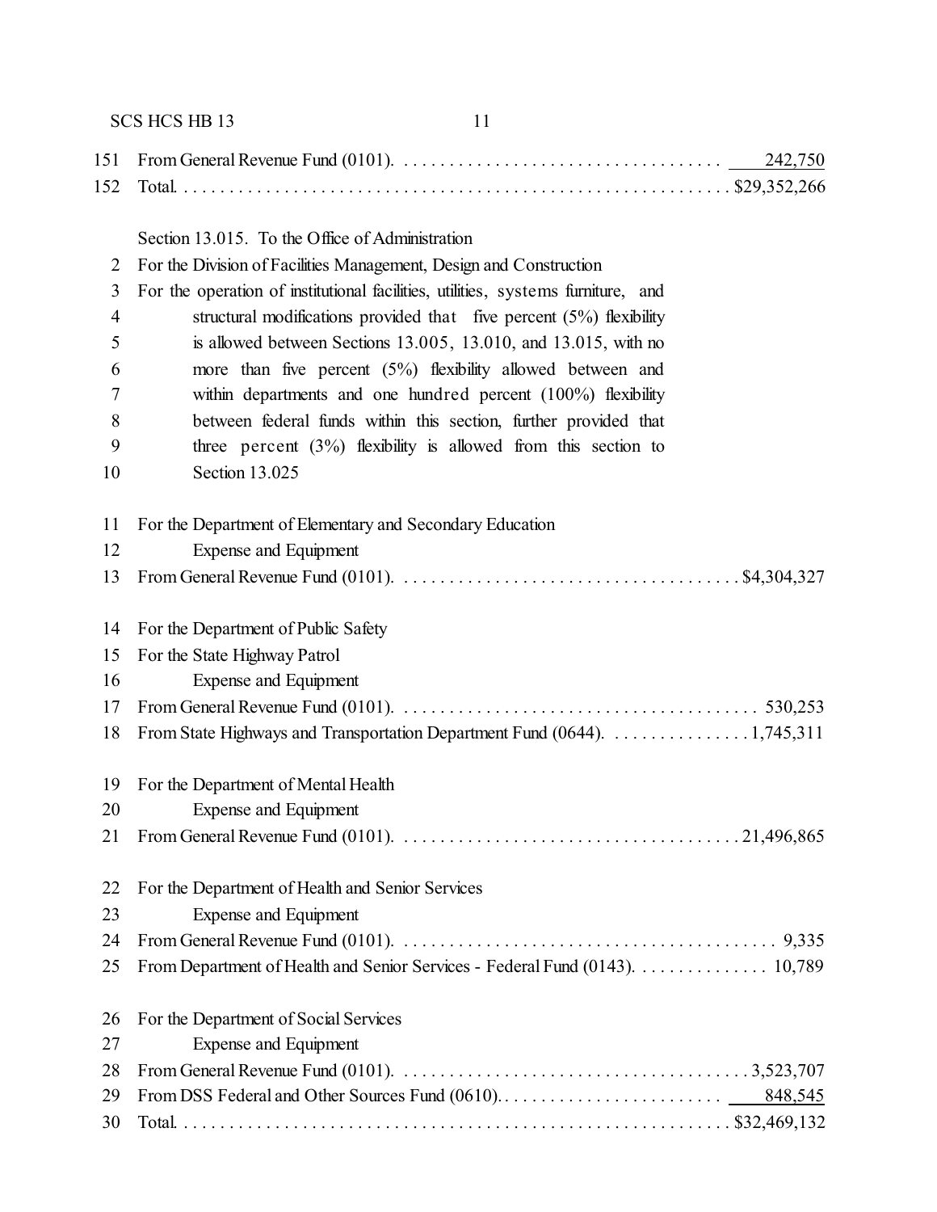151 From General Revenue Fund (0101). . . . . . . . . . . . . . . . . . . . . . . . . . . . . . . . . . . 242,750
152 Total. . . . . . . . . . . . . . . . . . . . . . . . . . . . . . . . . . . . . . . . . . . . . . . . . . . . . . . . . . . $29,352,266

Section 13.015. To the Office of Administration
2 For the Division of Facilities Management, Design and Construction
3 For the operation of institutional facilities, utilities, systems furniture, and
4 structural modifications provided that five percent (5%) flexibility
5 is allowed between Sections 13.005, 13.010, and 13.015, with no
6 more than five percent (5%) flexibility allowed between and
7 within departments and one hundred percent (100%) flexibility
8 between federal funds within this section, further provided that
9 three percent (3%) flexibility is allowed from this section to
10 Section 13.025

11 For the Department of Elementary and Secondary Education
12 Expense and Equipment
13 From General Revenue Fund (0101). . . . . . . . . . . . . . . . . . . . . . . . . . . . . . . . . . . . . $4,304,327

14 For the Department of Public Safety
15 For the State Highway Patrol
16 Expense and Equipment
17 From General Revenue Fund (0101). . . . . . . . . . . . . . . . . . . . . . . . . . . . . . . . . . . . . . 530,253
18 From State Highways and Transportation Department Fund (0644). . . . . . . . . . . . . . . .1,745,311

19 For the Department of Mental Health
20 Expense and Equipment
21 From General Revenue Fund (0101). . . . . . . . . . . . . . . . . . . . . . . . . . . . . . . . . . . . . 21,496,865

22 For the Department of Health and Senior Services
23 Expense and Equipment
24 From General Revenue Fund (0101). . . . . . . . . . . . . . . . . . . . . . . . . . . . . . . . . . . . . . . . 9,335
25 From Department of Health and Senior Services - Federal Fund (0143). . . . . . . . . . . . . . . 10,789

26 For the Department of Social Services
27 Expense and Equipment
28 From General Revenue Fund (0101). . . . . . . . . . . . . . . . . . . . . . . . . . . . . . . . . . . . . 3,523,707
29 From DSS Federal and Other Sources Fund (0610). . . . . . . . . . . . . . . . . . . . . . . . . 848,545
30 Total. . . . . . . . . . . . . . . . . . . . . . . . . . . . . . . . . . . . . . . . . . . . . . . . . . . . . . . . . . . $32,469,132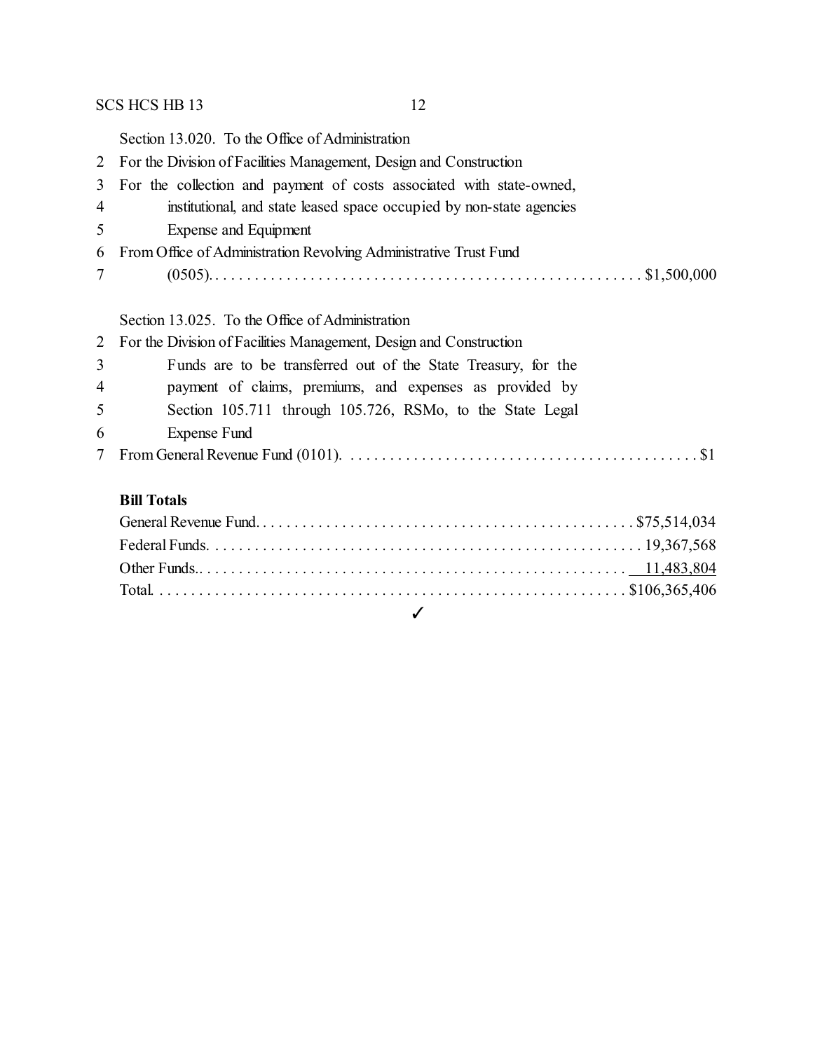Section 13.020. To the Office of Administration
2 For the Division of Facilities Management, Design and Construction
3 For the collection and payment of costs associated with state-owned,
4 institutional, and state leased space occupied by non-state agencies
5 Expense and Equipment
6 From Office of Administration Revolving Administrative Trust Fund
7 (0505). . . . . . . . . . . . . . . . . . . . . . . . . . . . . . . . . . . . . . . . . . . . . . . . . . . . . $1,500,000

Section 13.025. To the Office of Administration
2 For the Division of Facilities Management, Design and Construction
3 Funds are to be transferred out of the State Treasury, for the
4 payment of claims, premiums, and expenses as provided by
5 Section 105.711 through 105.726, RSMo, to the State Legal
6 Expense Fund
7 From General Revenue Fund (0101). . . . . . . . . . . . . . . . . . . . . . . . . . . . . . . . . . . . . . . . . . . . $1

**Bill Totals**

General Revenue Fund. . . . . . . . . . . . . . . . . . . . . . . . . . . . . . . . . . . . . . . . . . . . . . $75,514,034
Federal Funds. . . . . . . . . . . . . . . . . . . . . . . . . . . . . . . . . . . . . . . . . . . . . . . . . . . . . . 19,367,568
Other Funds.. . . . . . . . . . . . . . . . . . . . . . . . . . . . . . . . . . . . . . . . . . . . . . . . . . . . . 11,483,804
Total. . . . . . . . . . . . . . . . . . . . . . . . . . . . . . . . . . . . . . . . . . . . . . . . . . . . . . . . . . $106,365,406

✓